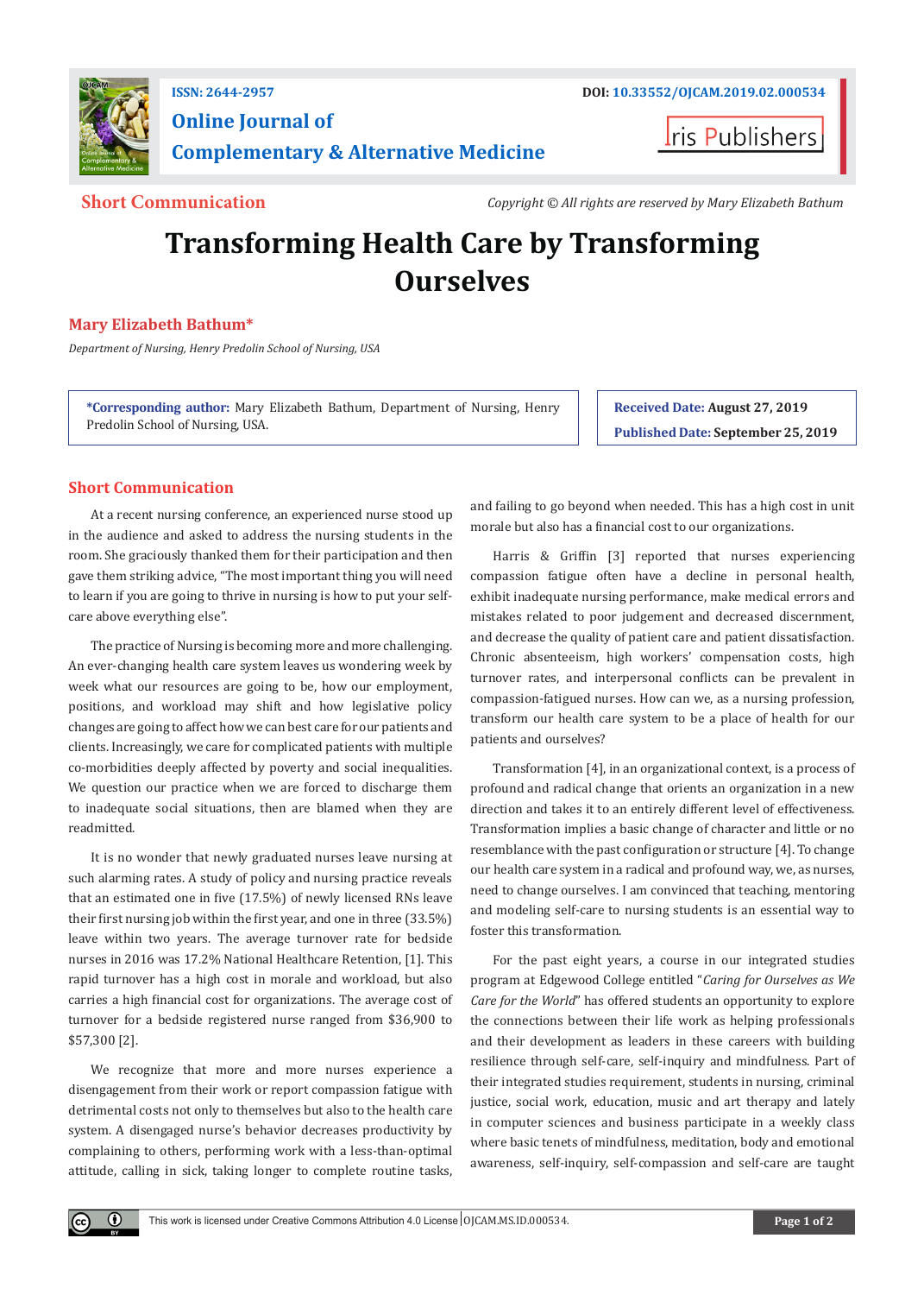ISSN: 2644-2957

DOI: 10.33552/OJCAM.2019.02.000534

# Online Journal of Complementary & Alternative Medicine

Iris Publishers

**Short Communication**

*Copyright © All rights are reserved by Mary Elizabeth Bathum*

# Transforming Health Care by Transforming Ourselves

**Mary Elizabeth Bathum***

*Department of Nursing, Henry Predolin School of Nursing, USA*

***Corresponding author:** Mary Elizabeth Bathum, Department of Nursing, Henry Predolin School of Nursing, USA.

**Received Date:** August 27, 2019

**Published Date:** September 25, 2019

## Short Communication

At a recent nursing conference, an experienced nurse stood up in the audience and asked to address the nursing students in the room. She graciously thanked them for their participation and then gave them striking advice, "The most important thing you will need to learn if you are going to thrive in nursing is how to put your self-care above everything else".

The practice of Nursing is becoming more and more challenging. An ever-changing health care system leaves us wondering week by week what our resources are going to be, how our employment, positions, and workload may shift and how legislative policy changes are going to affect how we can best care for our patients and clients. Increasingly, we care for complicated patients with multiple co-morbidities deeply affected by poverty and social inequalities. We question our practice when we are forced to discharge them to inadequate social situations, then are blamed when they are readmitted.

It is no wonder that newly graduated nurses leave nursing at such alarming rates. A study of policy and nursing practice reveals that an estimated one in five (17.5%) of newly licensed RNs leave their first nursing job within the first year, and one in three (33.5%) leave within two years. The average turnover rate for bedside nurses in 2016 was 17.2% National Healthcare Retention, [1]. This rapid turnover has a high cost in morale and workload, but also carries a high financial cost for organizations. The average cost of turnover for a bedside registered nurse ranged from $36,900 to $57,300 [2].

We recognize that more and more nurses experience a disengagement from their work or report compassion fatigue with detrimental costs not only to themselves but also to the health care system. A disengaged nurse's behavior decreases productivity by complaining to others, performing work with a less-than-optimal attitude, calling in sick, taking longer to complete routine tasks, and failing to go beyond when needed. This has a high cost in unit morale but also has a financial cost to our organizations.

Harris & Griffin [3] reported that nurses experiencing compassion fatigue often have a decline in personal health, exhibit inadequate nursing performance, make medical errors and mistakes related to poor judgement and decreased discernment, and decrease the quality of patient care and patient dissatisfaction. Chronic absenteeism, high workers' compensation costs, high turnover rates, and interpersonal conflicts can be prevalent in compassion-fatigued nurses. How can we, as a nursing profession, transform our health care system to be a place of health for our patients and ourselves?

Transformation [4], in an organizational context, is a process of profound and radical change that orients an organization in a new direction and takes it to an entirely different level of effectiveness. Transformation implies a basic change of character and little or no resemblance with the past configuration or structure [4]. To change our health care system in a radical and profound way, we, as nurses, need to change ourselves. I am convinced that teaching, mentoring and modeling self-care to nursing students is an essential way to foster this transformation.

For the past eight years, a course in our integrated studies program at Edgewood College entitled "*Caring for Ourselves as We Care for the World*" has offered students an opportunity to explore the connections between their life work as helping professionals and their development as leaders in these careers with building resilience through self-care, self-inquiry and mindfulness. Part of their integrated studies requirement, students in nursing, criminal justice, social work, education, music and art therapy and lately in computer sciences and business participate in a weekly class where basic tenets of mindfulness, meditation, body and emotional awareness, self-inquiry, self-compassion and self-care are taught

This work is licensed under Creative Commons Attribution 4.0 License | OJCAM.MS.ID.000534.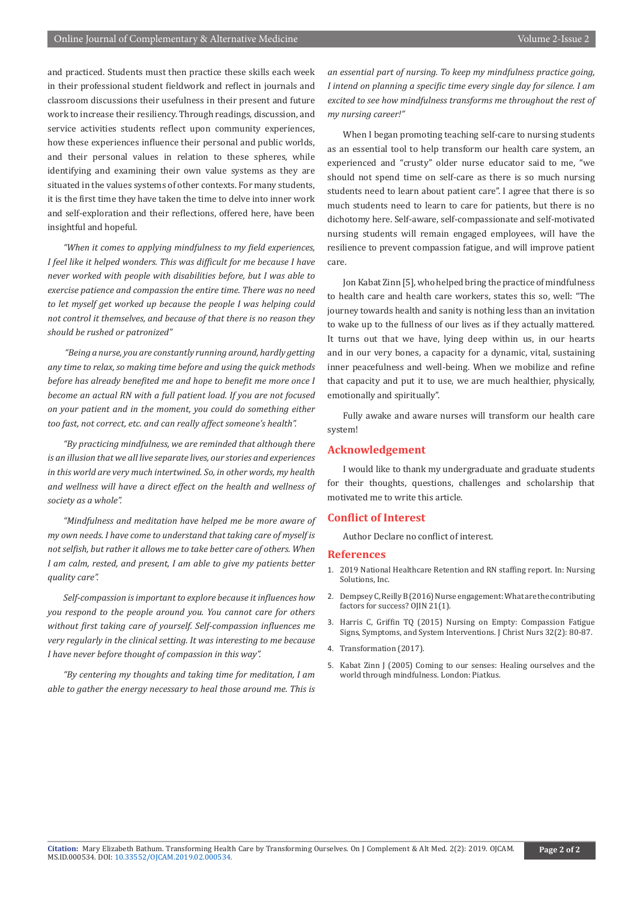and practiced. Students must then practice these skills each week in their professional student fieldwork and reflect in journals and classroom discussions their usefulness in their present and future work to increase their resiliency. Through readings, discussion, and service activities students reflect upon community experiences, how these experiences influence their personal and public worlds, and their personal values in relation to these spheres, while identifying and examining their own value systems as they are situated in the values systems of other contexts. For many students, it is the first time they have taken the time to delve into inner work and self-exploration and their reflections, offered here, have been insightful and hopeful.

*"When it comes to applying mindfulness to my field experiences, I feel like it helped wonders. This was difficult for me because I have never worked with people with disabilities before, but I was able to exercise patience and compassion the entire time. There was no need to let myself get worked up because the people I was helping could not control it themselves, and because of that there is no reason they should be rushed or patronized"*

*"Being a nurse, you are constantly running around, hardly getting any time to relax, so making time before and using the quick methods before has already benefited me and hope to benefit me more once I become an actual RN with a full patient load. If you are not focused on your patient and in the moment, you could do something either too fast, not correct, etc. and can really affect someone's health".*

*"By practicing mindfulness, we are reminded that although there is an illusion that we all live separate lives, our stories and experiences in this world are very much intertwined. So, in other words, my health and wellness will have a direct effect on the health and wellness of society as a whole".*

*"Mindfulness and meditation have helped me be more aware of my own needs. I have come to understand that taking care of myself is not selfish, but rather it allows me to take better care of others. When I am calm, rested, and present, I am able to give my patients better quality care".*

*Self-compassion is important to explore because it influences how you respond to the people around you. You cannot care for others without first taking care of yourself. Self-compassion influences me very regularly in the clinical setting. It was interesting to me because I have never before thought of compassion in this way".*

*"By centering my thoughts and taking time for meditation, I am able to gather the energy necessary to heal those around me. This is an essential part of nursing. To keep my mindfulness practice going, I intend on planning a specific time every single day for silence. I am excited to see how mindfulness transforms me throughout the rest of my nursing career!"*

When I began promoting teaching self-care to nursing students as an essential tool to help transform our health care system, an experienced and "crusty" older nurse educator said to me, "we should not spend time on self-care as there is so much nursing students need to learn about patient care". I agree that there is so much students need to learn to care for patients, but there is no dichotomy here. Self-aware, self-compassionate and self-motivated nursing students will remain engaged employees, will have the resilience to prevent compassion fatigue, and will improve patient care.

Jon Kabat Zinn [5], who helped bring the practice of mindfulness to health care and health care workers, states this so, well: "The journey towards health and sanity is nothing less than an invitation to wake up to the fullness of our lives as if they actually mattered. It turns out that we have, lying deep within us, in our hearts and in our very bones, a capacity for a dynamic, vital, sustaining inner peacefulness and well-being. When we mobilize and refine that capacity and put it to use, we are much healthier, physically, emotionally and spiritually".

Fully awake and aware nurses will transform our health care system!

## Acknowledgement

I would like to thank my undergraduate and graduate students for their thoughts, questions, challenges and scholarship that motivated me to write this article.

## Conflict of Interest

Author Declare no conflict of interest.

## References

1. 2019 National Healthcare Retention and RN staffing report. In: Nursing Solutions, Inc.
2. Dempsey C, Reilly B (2016) Nurse engagement: What are the contributing factors for success? OJIN 21(1).
3. Harris C, Griffin TQ (2015) Nursing on Empty: Compassion Fatigue Signs, Symptoms, and System Interventions. J Christ Nurs 32(2): 80-87.
4. Transformation (2017).
5. Kabat Zinn J (2005) Coming to our senses: Healing ourselves and the world through mindfulness. London: Piatkus.